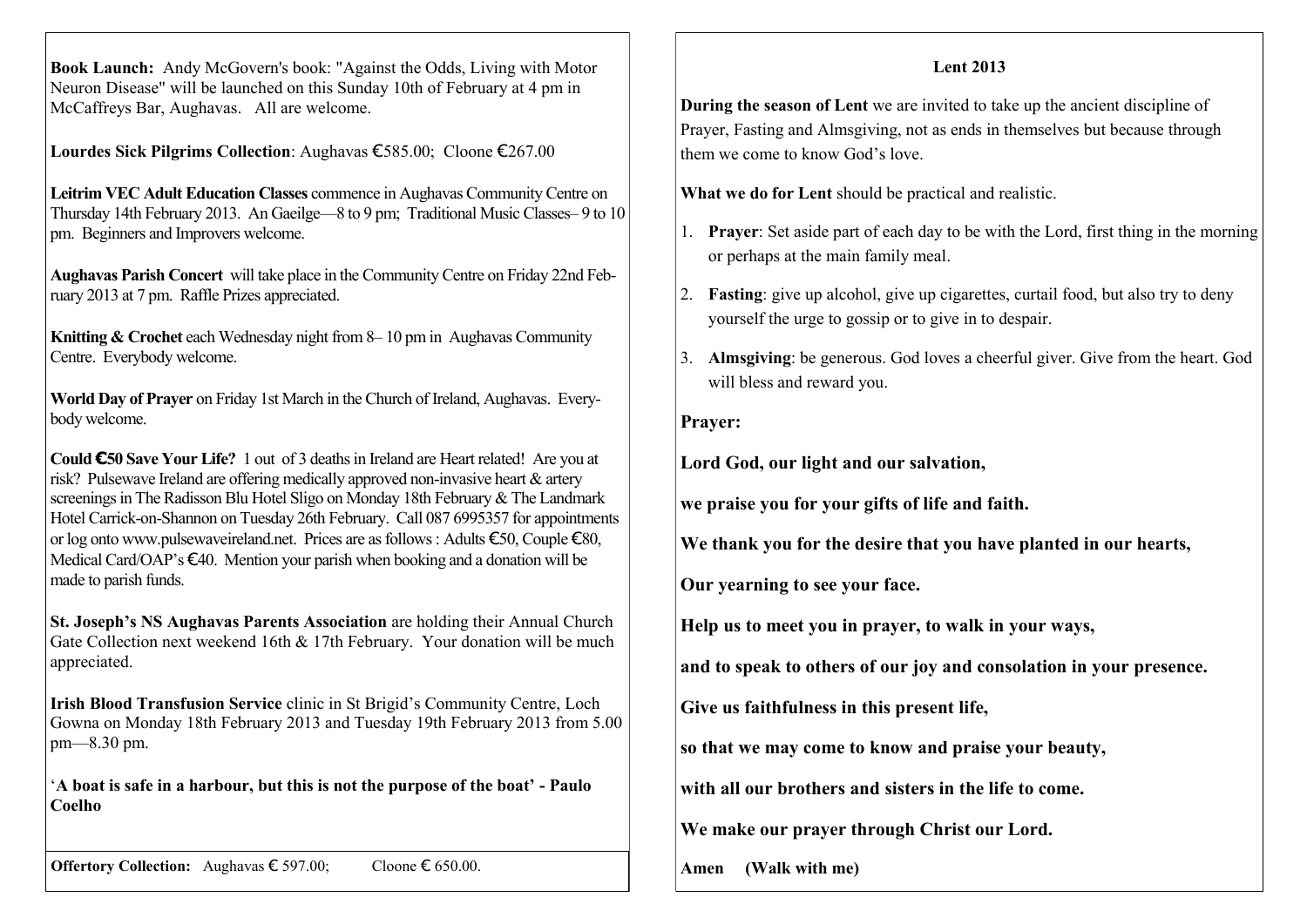**Book Launch:** Andy McGovern's book: "Against the Odds, Living with Motor Neuron Disease" will be launched on this Sunday 10th of February at 4 pm in McCaffreys Bar, Aughavas. All are welcome.

**Lourdes Sick Pilgrims Collection**: Aughavas €585.00; Cloone €267.00

**Leitrim VEC Adult Education Classes** commence in Aughavas Community Centre on Thursday 14th February 2013. An Gaeilge—8 to 9 pm; Traditional Music Classes– 9 to 10 pm. Beginners and Improvers welcome.

**Aughavas Parish Concert** will take place in the Community Centre on Friday 22nd February 2013 at 7 pm. Raffle Prizes appreciated.

**Knitting & Crochet** each Wednesday night from 8– 10 pm in Aughavas Community Centre. Everybody welcome.

**World Day of Prayer** on Friday 1st March in the Church of Ireland, Aughavas. Everybody welcome.

**Could €50 Save Your Life?** 1 out of 3 deaths in Ireland are Heart related! Are you at risk? Pulsewave Ireland are offering medically approved non-invasive heart & artery screenings in The Radisson Blu Hotel Sligo on Monday 18th February & The Landmark Hotel Carrick-on-Shannon on Tuesday 26th February. Call 087 6995357 for appointments or log onto www.pulsewaveireland.net. Prices are as follows : Adults €50, Couple €80, Medical Card/OAP's €40. Mention your parish when booking and a donation will be made to parish funds.

**St. Joseph's NS Aughavas Parents Association** are holding their Annual Church Gate Collection next weekend 16th & 17th February. Your donation will be much appreciated.

**Irish Blood Transfusion Service** clinic in St Brigid's Community Centre, Loch Gowna on Monday 18th February 2013 and Tuesday 19th February 2013 from 5.00 pm—8.30 pm.

'**A boat is safe in a harbour, but this is not the purpose of the boat' - Paulo Coelho**

**Offertory Collection:** Aughavas € 597.00; Cloone € 650.00.

## Lent 2013

**During the season of Lent** we are invited to take up the ancient discipline of Prayer, Fasting and Almsgiving, not as ends in themselves but because through them we come to know God's love.

**What we do for Lent** should be practical and realistic.

1. **Prayer**: Set aside part of each day to be with the Lord, first thing in the morning or perhaps at the main family meal.
2. **Fasting**: give up alcohol, give up cigarettes, curtail food, but also try to deny yourself the urge to gossip or to give in to despair.
3. **Almsgiving**: be generous. God loves a cheerful giver. Give from the heart. God will bless and reward you.

**Prayer:**

**Lord God, our light and our salvation,**

**we praise you for your gifts of life and faith.**

**We thank you for the desire that you have planted in our hearts,**

**Our yearning to see your face.**

**Help us to meet you in prayer, to walk in your ways,**

**and to speak to others of our joy and consolation in your presence.**

**Give us faithfulness in this present life,**

**so that we may come to know and praise your beauty,**

**with all our brothers and sisters in the life to come.**

**We make our prayer through Christ our Lord.**

**Amen (Walk with me)**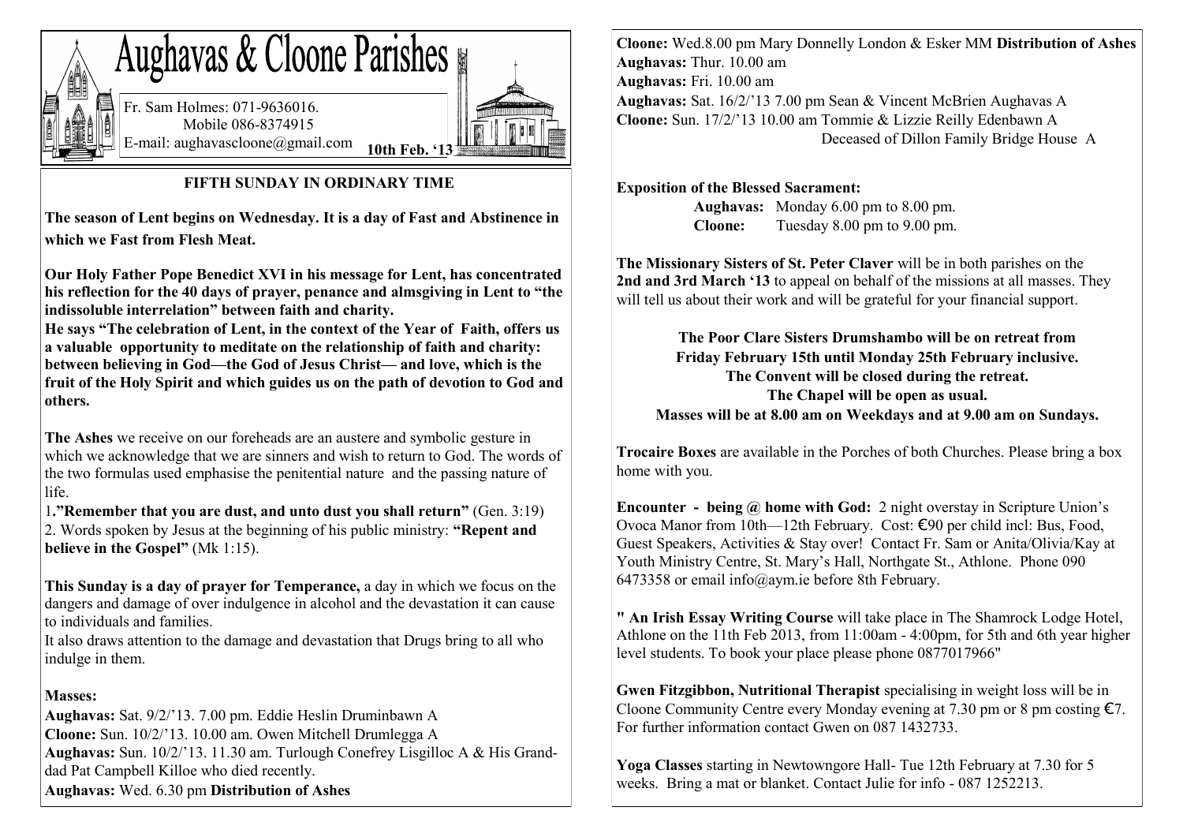# Aughavas & Cloone Parishes

Fr. Sam Holmes: 071-9636016.
Mobile 086-8374915
E-mail: aughavascloone@gmail.com

**10th Feb. '13**

## FIFTH SUNDAY IN ORDINARY TIME

**The season of Lent begins on Wednesday. It is a day of Fast and Abstinence in which we Fast from Flesh Meat.**

**Our Holy Father Pope Benedict XVI in his message for Lent, has concentrated his reflection for the 40 days of prayer, penance and almsgiving in Lent to "the indissoluble interrelation" between faith and charity.**

**He says "The celebration of Lent, in the context of the Year of Faith, offers us a valuable opportunity to meditate on the relationship of faith and charity: between believing in God—the God of Jesus Christ— and love, which is the fruit of the Holy Spirit and which guides us on the path of devotion to God and others.**

**The Ashes** we receive on our foreheads are an austere and symbolic gesture in which we acknowledge that we are sinners and wish to return to God. The words of the two formulas used emphasise the penitential nature and the passing nature of life.

1**."Remember that you are dust, and unto dust you shall return"** (Gen. 3:19)
2. Words spoken by Jesus at the beginning of his public ministry: **"Repent and believe in the Gospel"** (Mk 1:15).

**This Sunday is a day of prayer for Temperance,** a day in which we focus on the dangers and damage of over indulgence in alcohol and the devastation it can cause to individuals and families.

It also draws attention to the damage and devastation that Drugs bring to all who indulge in them.

**Masses:**

**Aughavas:** Sat. 9/2/'13. 7.00 pm. Eddie Heslin Druminbawn A
**Cloone:** Sun. 10/2/'13. 10.00 am. Owen Mitchell Drumlegga A
**Aughavas:** Sun. 10/2/'13. 11.30 am. Turlough Conefrey Lisgilloc A & His Grand-dad Pat Campbell Killoe who died recently.
**Aughavas:** Wed. 6.30 pm **Distribution of Ashes**
**Cloone:** Wed.8.00 pm Mary Donnelly London & Esker MM **Distribution of Ashes**
**Aughavas:** Thur. 10.00 am
**Aughavas:** Fri. 10.00 am
**Aughavas:** Sat. 16/2/'13 7.00 pm Sean & Vincent McBrien Aughavas A
**Cloone:** Sun. 17/2/'13 10.00 am Tommie & Lizzie Reilly Edenbawn A
Deceased of Dillon Family Bridge House A

**Exposition of the Blessed Sacrament:**

**Aughavas:** Monday 6.00 pm to 8.00 pm.
**Cloone:** Tuesday 8.00 pm to 9.00 pm.

**The Missionary Sisters of St. Peter Claver** will be in both parishes on the **2nd and 3rd March '13** to appeal on behalf of the missions at all masses. They will tell us about their work and will be grateful for your financial support.

**The Poor Clare Sisters Drumshambo will be on retreat from Friday February 15th until Monday 25th February inclusive.**
**The Convent will be closed during the retreat.**
**The Chapel will be open as usual.**
**Masses will be at 8.00 am on Weekdays and at 9.00 am on Sundays.**

**Trocaire Boxes** are available in the Porches of both Churches. Please bring a box home with you.

**Encounter - being @ home with God:** 2 night overstay in Scripture Union's Ovoca Manor from 10th—12th February. Cost: €90 per child incl: Bus, Food, Guest Speakers, Activities & Stay over! Contact Fr. Sam or Anita/Olivia/Kay at Youth Ministry Centre, St. Mary's Hall, Northgate St., Athlone. Phone 090 6473358 or email info@aym.ie before 8th February.

**" An Irish Essay Writing Course** will take place in The Shamrock Lodge Hotel, Athlone on the 11th Feb 2013, from 11:00am - 4:00pm, for 5th and 6th year higher level students. To book your place please phone 0877017966"

**Gwen Fitzgibbon, Nutritional Therapist** specialising in weight loss will be in Cloone Community Centre every Monday evening at 7.30 pm or 8 pm costing €7. For further information contact Gwen on 087 1432733.

**Yoga Classes** starting in Newtowngore Hall- Tue 12th February at 7.30 for 5 weeks. Bring a mat or blanket. Contact Julie for info - 087 1252213.